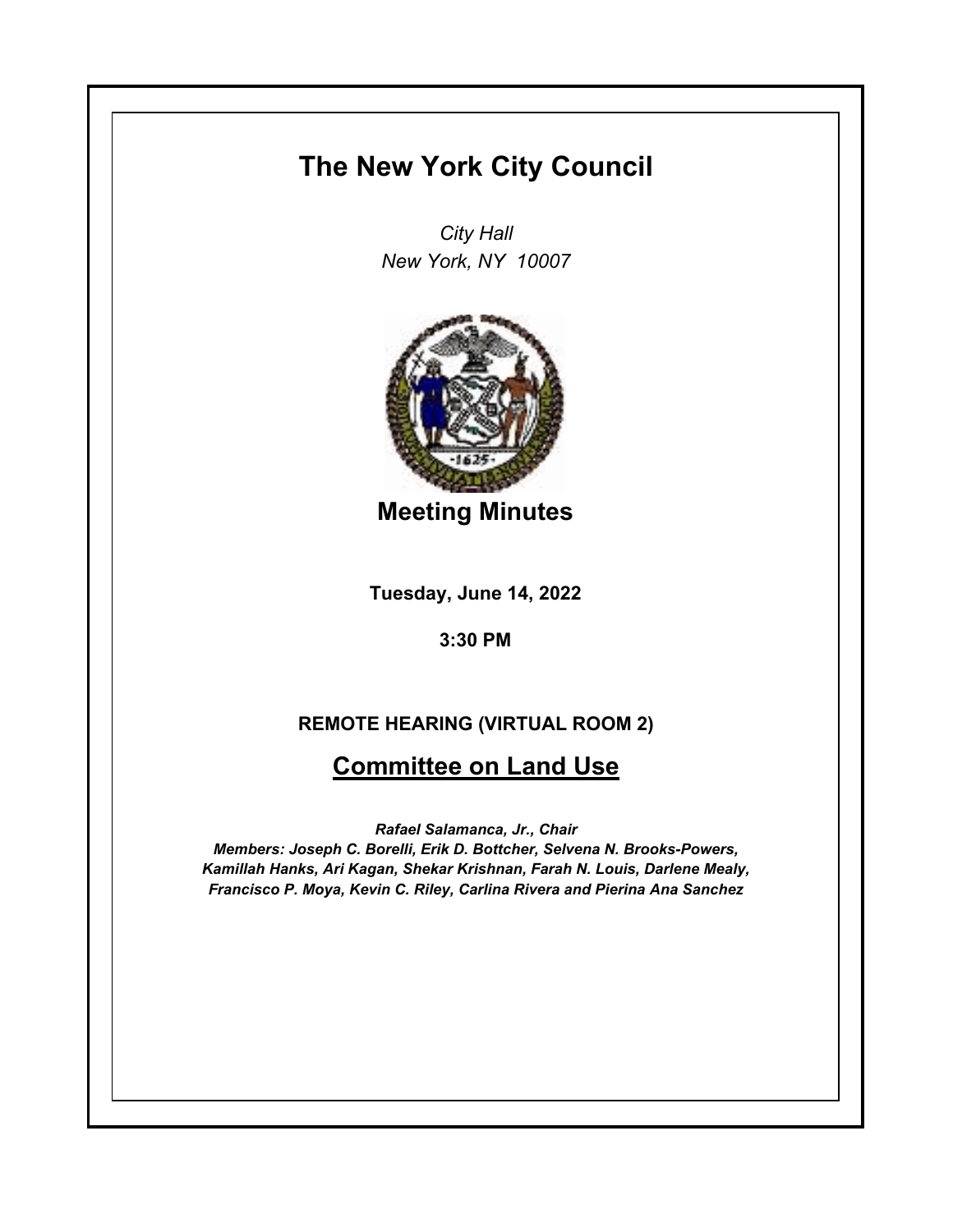# The New York City Council

*City Hall*
*New York, NY 10007*

## Meeting Minutes

**Tuesday, June 14, 2022**

**3:30 PM**

**REMOTE HEARING (VIRTUAL ROOM 2)**

## Committee on Land Use

***Rafael Salamanca, Jr., Chair***
***Members: Joseph C. Borelli, Erik D. Bottcher, Selvena N. Brooks-Powers, Kamillah Hanks, Ari Kagan, Shekar Krishnan, Farah N. Louis, Darlene Mealy, Francisco P. Moya, Kevin C. Riley, Carlina Rivera and Pierina Ana Sanchez***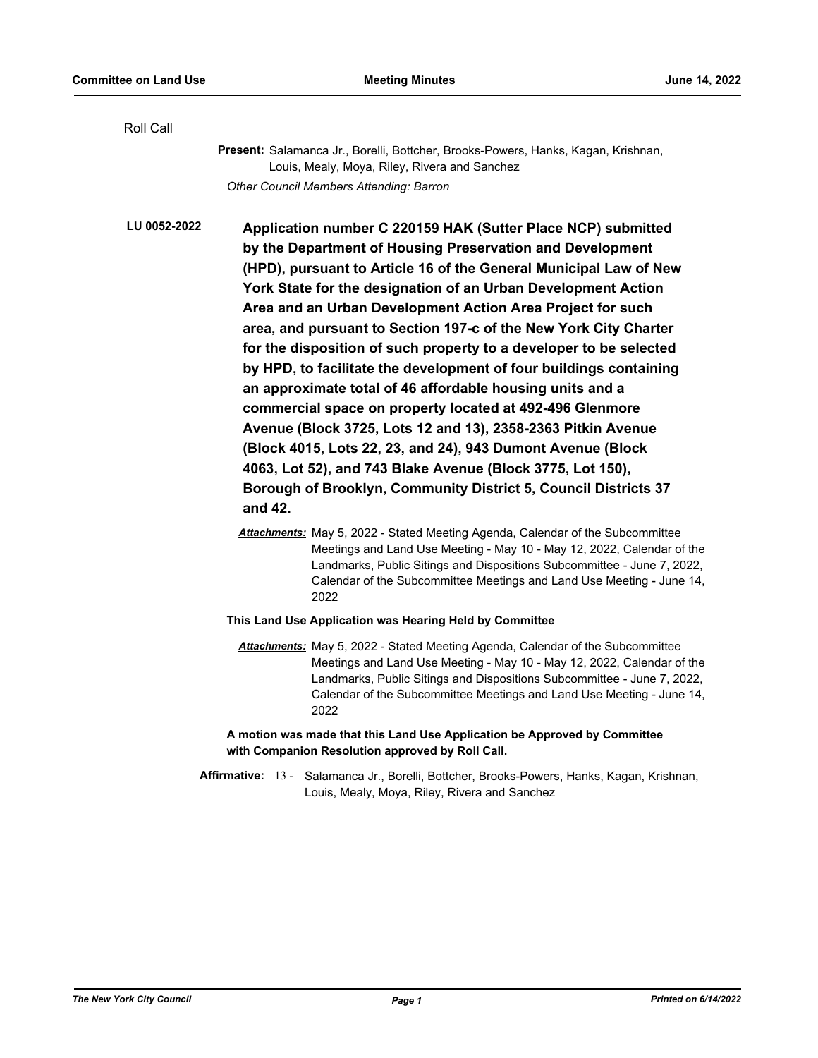Roll Call

**Present:** Salamanca Jr., Borelli, Bottcher, Brooks-Powers, Hanks, Kagan, Krishnan, Louis, Mealy, Moya, Riley, Rivera and Sanchez

*Other Council Members Attending: Barron*

**LU 0052-2022** **Application number C 220159 HAK (Sutter Place NCP) submitted by the Department of Housing Preservation and Development (HPD), pursuant to Article 16 of the General Municipal Law of New York State for the designation of an Urban Development Action Area and an Urban Development Action Area Project for such area, and pursuant to Section 197-c of the New York City Charter for the disposition of such property to a developer to be selected by HPD, to facilitate the development of four buildings containing an approximate total of 46 affordable housing units and a commercial space on property located at 492-496 Glenmore Avenue (Block 3725, Lots 12 and 13), 2358-2363 Pitkin Avenue (Block 4015, Lots 22, 23, and 24), 943 Dumont Avenue (Block 4063, Lot 52), and 743 Blake Avenue (Block 3775, Lot 150), Borough of Brooklyn, Community District 5, Council Districts 37 and 42.**

***Attachments:*** May 5, 2022 - Stated Meeting Agenda, Calendar of the Subcommittee Meetings and Land Use Meeting - May 10 - May 12, 2022, Calendar of the Landmarks, Public Sitings and Dispositions Subcommittee - June 7, 2022, Calendar of the Subcommittee Meetings and Land Use Meeting - June 14, 2022

**This Land Use Application was Hearing Held by Committee**

***Attachments:*** May 5, 2022 - Stated Meeting Agenda, Calendar of the Subcommittee Meetings and Land Use Meeting - May 10 - May 12, 2022, Calendar of the Landmarks, Public Sitings and Dispositions Subcommittee - June 7, 2022, Calendar of the Subcommittee Meetings and Land Use Meeting - June 14, 2022

**A motion was made that this Land Use Application be Approved by Committee with Companion Resolution approved by Roll Call.**

**Affirmative:** 13 - Salamanca Jr., Borelli, Bottcher, Brooks-Powers, Hanks, Kagan, Krishnan, Louis, Mealy, Moya, Riley, Rivera and Sanchez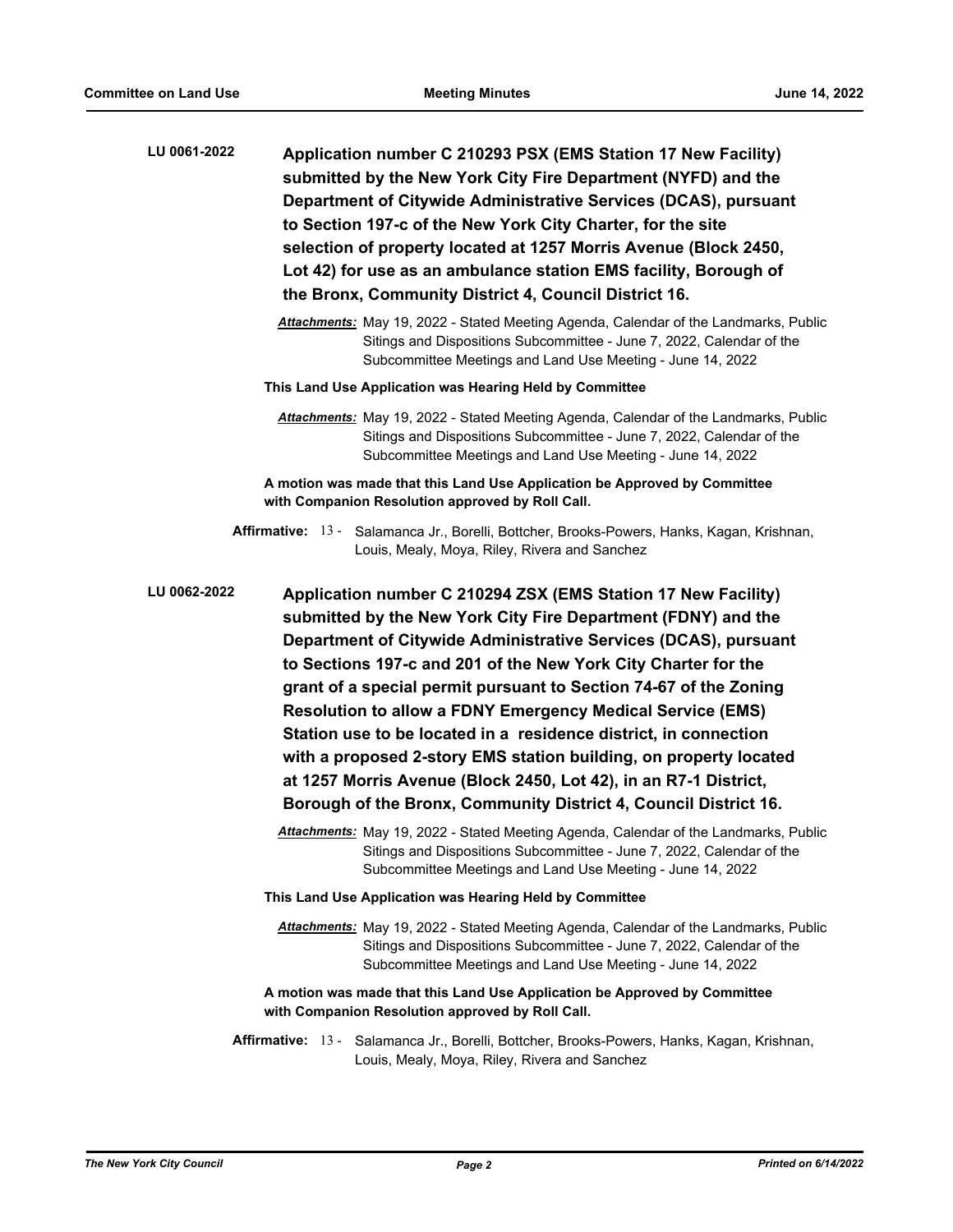**LU 0061-2022**

**Application number C 210293 PSX (EMS Station 17 New Facility) submitted by the New York City Fire Department (NYFD) and the Department of Citywide Administrative Services (DCAS), pursuant to Section 197-c of the New York City Charter, for the site selection of property located at 1257 Morris Avenue (Block 2450, Lot 42) for use as an ambulance station EMS facility, Borough of the Bronx, Community District 4, Council District 16.**

***Attachments:*** May 19, 2022 - Stated Meeting Agenda, Calendar of the Landmarks, Public Sitings and Dispositions Subcommittee - June 7, 2022, Calendar of the Subcommittee Meetings and Land Use Meeting - June 14, 2022

**This Land Use Application was Hearing Held by Committee**

***Attachments:*** May 19, 2022 - Stated Meeting Agenda, Calendar of the Landmarks, Public Sitings and Dispositions Subcommittee - June 7, 2022, Calendar of the Subcommittee Meetings and Land Use Meeting - June 14, 2022

**A motion was made that this Land Use Application be Approved by Committee with Companion Resolution approved by Roll Call.**

**Affirmative:** 13 - Salamanca Jr., Borelli, Bottcher, Brooks-Powers, Hanks, Kagan, Krishnan, Louis, Mealy, Moya, Riley, Rivera and Sanchez

**LU 0062-2022**

**Application number C 210294 ZSX (EMS Station 17 New Facility) submitted by the New York City Fire Department (FDNY) and the Department of Citywide Administrative Services (DCAS), pursuant to Sections 197-c and 201 of the New York City Charter for the grant of a special permit pursuant to Section 74-67 of the Zoning Resolution to allow a FDNY Emergency Medical Service (EMS) Station use to be located in a residence district, in connection with a proposed 2-story EMS station building, on property located at 1257 Morris Avenue (Block 2450, Lot 42), in an R7-1 District, Borough of the Bronx, Community District 4, Council District 16.**

***Attachments:*** May 19, 2022 - Stated Meeting Agenda, Calendar of the Landmarks, Public Sitings and Dispositions Subcommittee - June 7, 2022, Calendar of the Subcommittee Meetings and Land Use Meeting - June 14, 2022

**This Land Use Application was Hearing Held by Committee**

***Attachments:*** May 19, 2022 - Stated Meeting Agenda, Calendar of the Landmarks, Public Sitings and Dispositions Subcommittee - June 7, 2022, Calendar of the Subcommittee Meetings and Land Use Meeting - June 14, 2022

**A motion was made that this Land Use Application be Approved by Committee with Companion Resolution approved by Roll Call.**

**Affirmative:** 13 - Salamanca Jr., Borelli, Bottcher, Brooks-Powers, Hanks, Kagan, Krishnan, Louis, Mealy, Moya, Riley, Rivera and Sanchez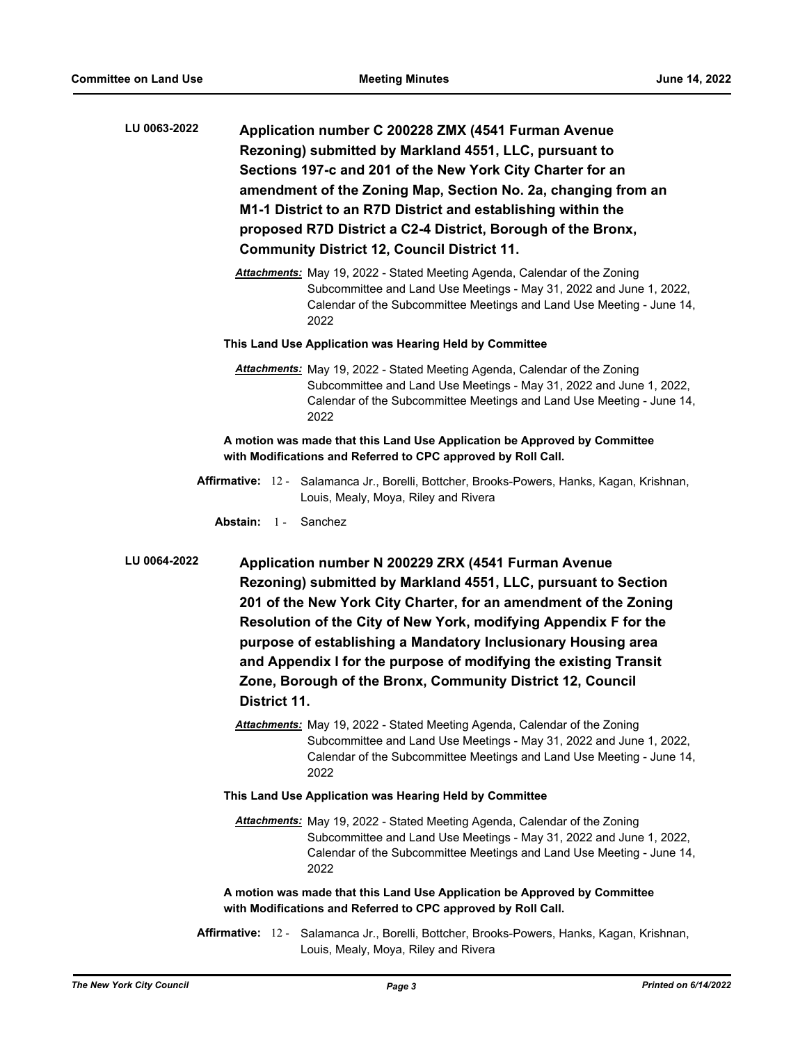**LU 0063-2022** **Application number C 200228 ZMX (4541 Furman Avenue Rezoning) submitted by Markland 4551, LLC, pursuant to Sections 197-c and 201 of the New York City Charter for an amendment of the Zoning Map, Section No. 2a, changing from an M1-1 District to an R7D District and establishing within the proposed R7D District a C2-4 District, Borough of the Bronx, Community District 12, Council District 11.**

*Attachments:* May 19, 2022 - Stated Meeting Agenda, Calendar of the Zoning Subcommittee and Land Use Meetings - May 31, 2022 and June 1, 2022, Calendar of the Subcommittee Meetings and Land Use Meeting - June 14, 2022

**This Land Use Application was Hearing Held by Committee**

*Attachments:* May 19, 2022 - Stated Meeting Agenda, Calendar of the Zoning Subcommittee and Land Use Meetings - May 31, 2022 and June 1, 2022, Calendar of the Subcommittee Meetings and Land Use Meeting - June 14, 2022

**A motion was made that this Land Use Application be Approved by Committee with Modifications and Referred to CPC approved by Roll Call.**

**Affirmative:** 12 - Salamanca Jr., Borelli, Bottcher, Brooks-Powers, Hanks, Kagan, Krishnan, Louis, Mealy, Moya, Riley and Rivera

**Abstain:** 1 - Sanchez

**LU 0064-2022** **Application number N 200229 ZRX (4541 Furman Avenue Rezoning) submitted by Markland 4551, LLC, pursuant to Section 201 of the New York City Charter, for an amendment of the Zoning Resolution of the City of New York, modifying Appendix F for the purpose of establishing a Mandatory Inclusionary Housing area and Appendix I for the purpose of modifying the existing Transit Zone, Borough of the Bronx, Community District 12, Council District 11.**

*Attachments:* May 19, 2022 - Stated Meeting Agenda, Calendar of the Zoning Subcommittee and Land Use Meetings - May 31, 2022 and June 1, 2022, Calendar of the Subcommittee Meetings and Land Use Meeting - June 14, 2022

**This Land Use Application was Hearing Held by Committee**

*Attachments:* May 19, 2022 - Stated Meeting Agenda, Calendar of the Zoning Subcommittee and Land Use Meetings - May 31, 2022 and June 1, 2022, Calendar of the Subcommittee Meetings and Land Use Meeting - June 14, 2022

**A motion was made that this Land Use Application be Approved by Committee with Modifications and Referred to CPC approved by Roll Call.**

**Affirmative:** 12 - Salamanca Jr., Borelli, Bottcher, Brooks-Powers, Hanks, Kagan, Krishnan, Louis, Mealy, Moya, Riley and Rivera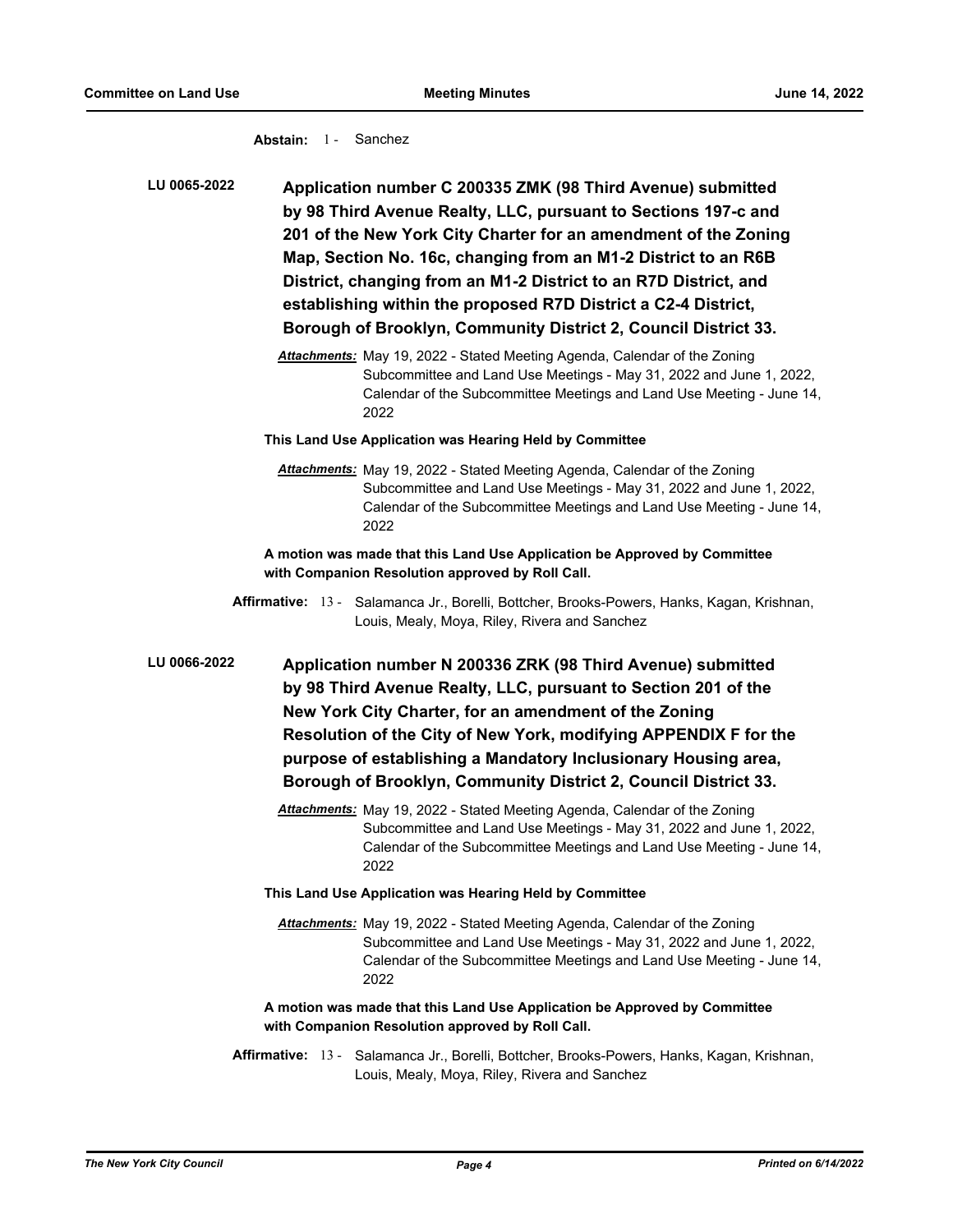**Abstain:** 1 - Sanchez

**LU 0065-2022** **Application number C 200335 ZMK (98 Third Avenue) submitted by 98 Third Avenue Realty, LLC, pursuant to Sections 197-c and 201 of the New York City Charter for an amendment of the Zoning Map, Section No. 16c, changing from an M1-2 District to an R6B District, changing from an M1-2 District to an R7D District, and establishing within the proposed R7D District a C2-4 District, Borough of Brooklyn, Community District 2, Council District 33.**

*Attachments:* May 19, 2022 - Stated Meeting Agenda, Calendar of the Zoning Subcommittee and Land Use Meetings - May 31, 2022 and June 1, 2022, Calendar of the Subcommittee Meetings and Land Use Meeting - June 14, 2022

**This Land Use Application was Hearing Held by Committee**

*Attachments:* May 19, 2022 - Stated Meeting Agenda, Calendar of the Zoning Subcommittee and Land Use Meetings - May 31, 2022 and June 1, 2022, Calendar of the Subcommittee Meetings and Land Use Meeting - June 14, 2022

**A motion was made that this Land Use Application be Approved by Committee with Companion Resolution approved by Roll Call.**

**Affirmative:** 13 - Salamanca Jr., Borelli, Bottcher, Brooks-Powers, Hanks, Kagan, Krishnan, Louis, Mealy, Moya, Riley, Rivera and Sanchez

**LU 0066-2022** **Application number N 200336 ZRK (98 Third Avenue) submitted by 98 Third Avenue Realty, LLC, pursuant to Section 201 of the New York City Charter, for an amendment of the Zoning Resolution of the City of New York, modifying APPENDIX F for the purpose of establishing a Mandatory Inclusionary Housing area, Borough of Brooklyn, Community District 2, Council District 33.**

*Attachments:* May 19, 2022 - Stated Meeting Agenda, Calendar of the Zoning Subcommittee and Land Use Meetings - May 31, 2022 and June 1, 2022, Calendar of the Subcommittee Meetings and Land Use Meeting - June 14, 2022

**This Land Use Application was Hearing Held by Committee**

*Attachments:* May 19, 2022 - Stated Meeting Agenda, Calendar of the Zoning Subcommittee and Land Use Meetings - May 31, 2022 and June 1, 2022, Calendar of the Subcommittee Meetings and Land Use Meeting - June 14, 2022

**A motion was made that this Land Use Application be Approved by Committee with Companion Resolution approved by Roll Call.**

**Affirmative:** 13 - Salamanca Jr., Borelli, Bottcher, Brooks-Powers, Hanks, Kagan, Krishnan, Louis, Mealy, Moya, Riley, Rivera and Sanchez